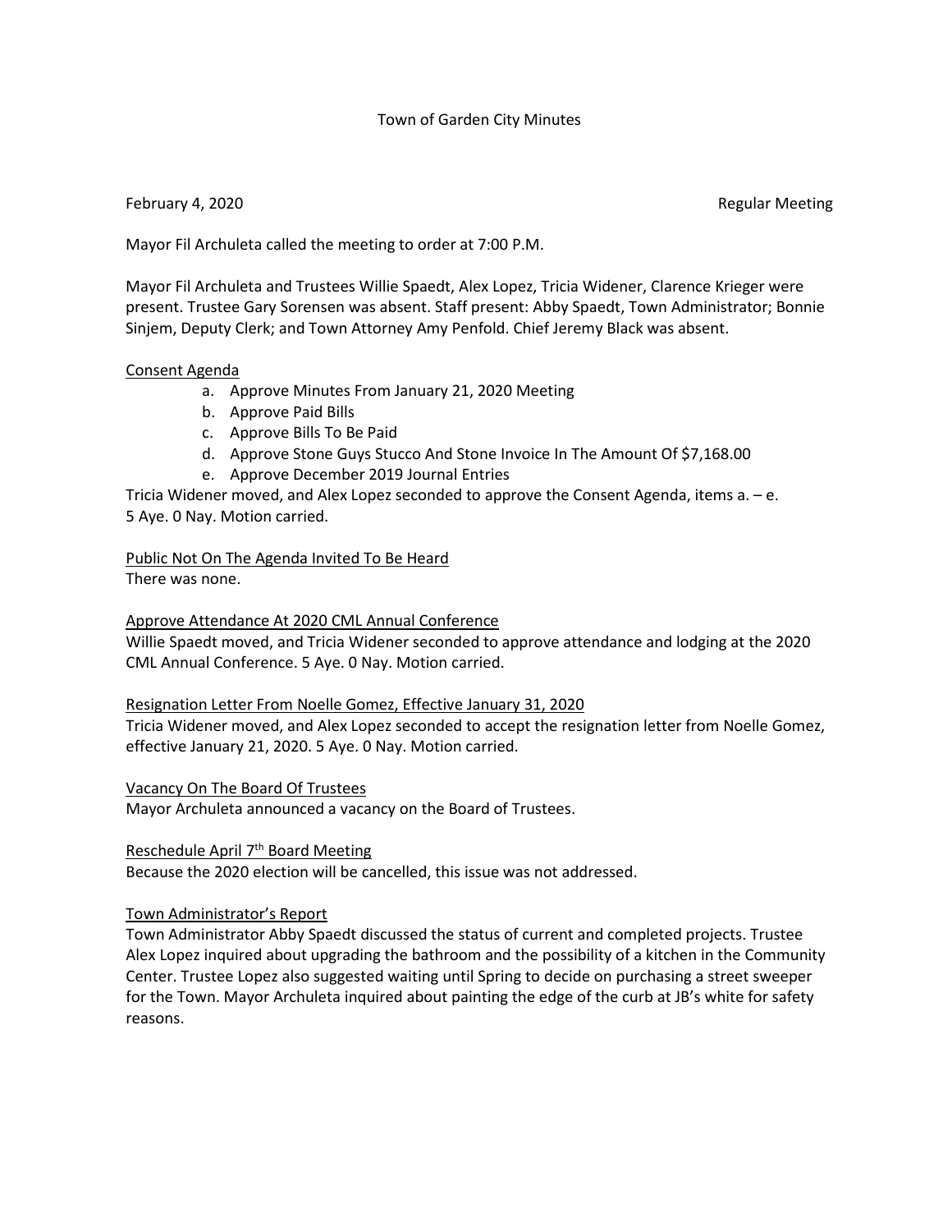Town of Garden City Minutes

February 4, 2020 Regular Meeting

Mayor Fil Archuleta called the meeting to order at 7:00 P.M.

Mayor Fil Archuleta and Trustees Willie Spaedt, Alex Lopez, Tricia Widener, Clarence Krieger were present. Trustee Gary Sorensen was absent. Staff present: Abby Spaedt, Town Administrator; Bonnie Sinjem, Deputy Clerk; and Town Attorney Amy Penfold. Chief Jeremy Black was absent.

<u>Consent Agenda</u>

a. Approve Minutes From January 21, 2020 Meeting
b. Approve Paid Bills
c. Approve Bills To Be Paid
d. Approve Stone Guys Stucco And Stone Invoice In The Amount Of $7,168.00
e. Approve December 2019 Journal Entries

Tricia Widener moved, and Alex Lopez seconded to approve the Consent Agenda, items a. – e. 5 Aye. 0 Nay. Motion carried.

<u>Public Not On The Agenda Invited To Be Heard</u>

There was none.

<u>Approve Attendance At 2020 CML Annual Conference</u>

Willie Spaedt moved, and Tricia Widener seconded to approve attendance and lodging at the 2020 CML Annual Conference. 5 Aye. 0 Nay. Motion carried.

<u>Resignation Letter From Noelle Gomez, Effective January 31, 2020</u>

Tricia Widener moved, and Alex Lopez seconded to accept the resignation letter from Noelle Gomez, effective January 21, 2020. 5 Aye. 0 Nay. Motion carried.

<u>Vacancy On The Board Of Trustees</u>

Mayor Archuleta announced a vacancy on the Board of Trustees.

<u>Reschedule April 7th Board Meeting</u>

Because the 2020 election will be cancelled, this issue was not addressed.

<u>Town Administrator's Report</u>

Town Administrator Abby Spaedt discussed the status of current and completed projects. Trustee Alex Lopez inquired about upgrading the bathroom and the possibility of a kitchen in the Community Center. Trustee Lopez also suggested waiting until Spring to decide on purchasing a street sweeper for the Town. Mayor Archuleta inquired about painting the edge of the curb at JB's white for safety reasons.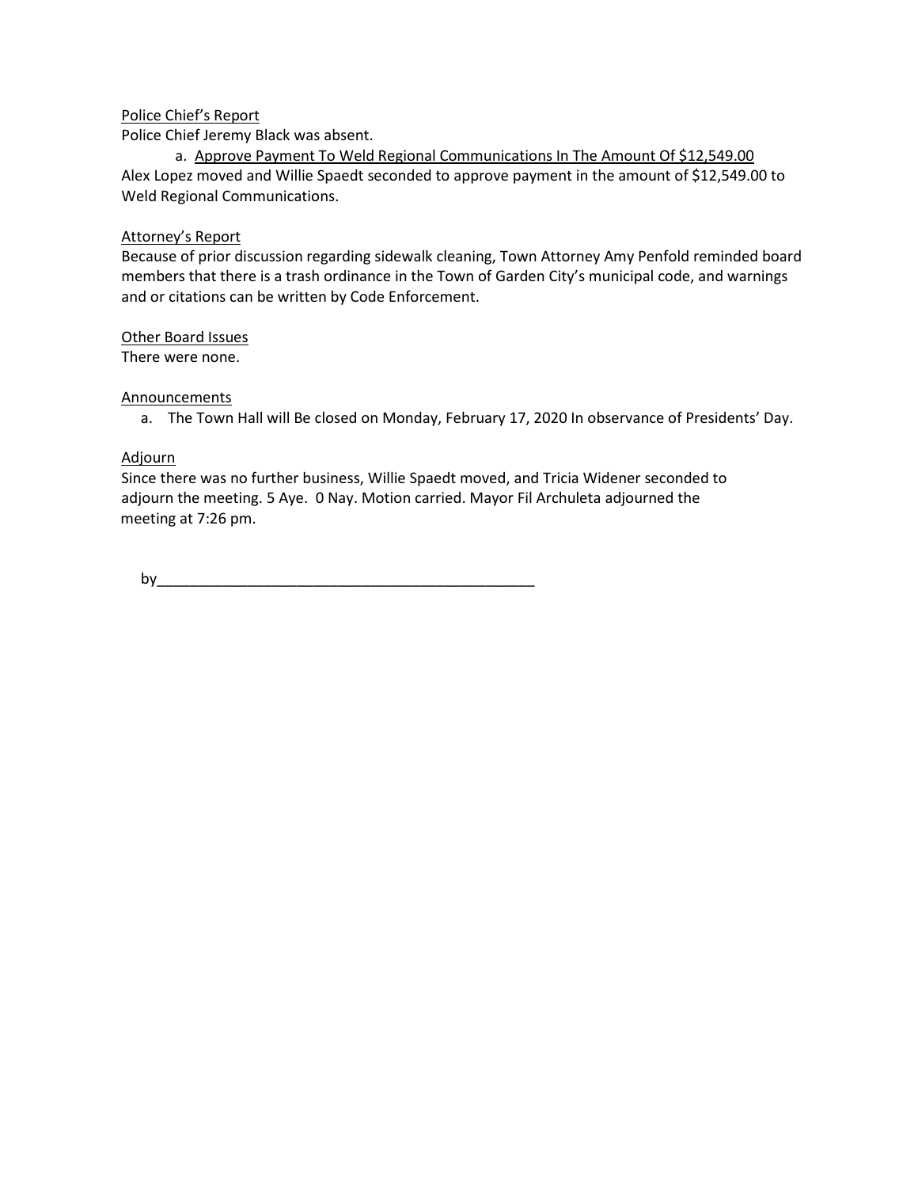Police Chief's Report

Police Chief Jeremy Black was absent.

a. Approve Payment To Weld Regional Communications In The Amount Of $12,549.00

Alex Lopez moved and Willie Spaedt seconded to approve payment in the amount of $12,549.00 to Weld Regional Communications.

Attorney's Report

Because of prior discussion regarding sidewalk cleaning, Town Attorney Amy Penfold reminded board members that there is a trash ordinance in the Town of Garden City's municipal code, and warnings and or citations can be written by Code Enforcement.

Other Board Issues

There were none.

Announcements

a. The Town Hall will Be closed on Monday, February 17, 2020 In observance of Presidents' Day.

Adjourn

Since there was no further business, Willie Spaedt moved, and Tricia Widener seconded to adjourn the meeting. 5 Aye. 0 Nay. Motion carried. Mayor Fil Archuleta adjourned the meeting at 7:26 pm.

by_______________________________________________